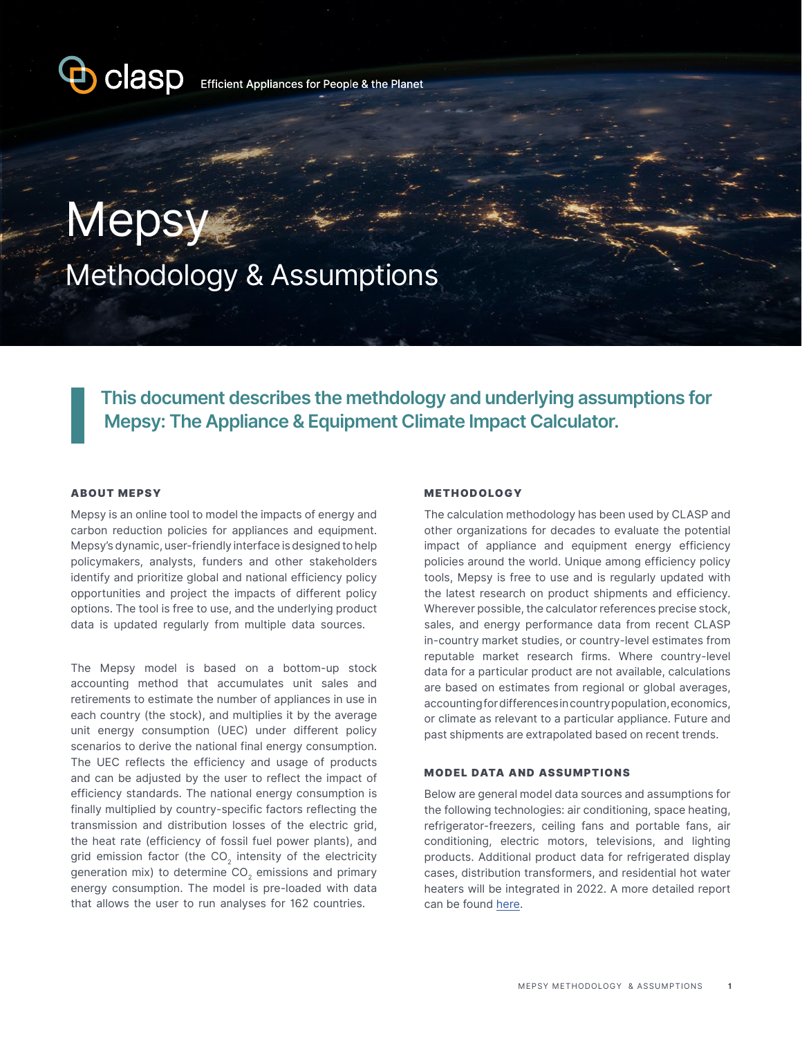clasp Efficient Appliances for People & the Planet

# Mepsy

## Methodology & Assumptions

**This document describes the methdology and underlying assumptions for Mepsy: The Appliance & Equipment Climate Impact Calculator.**

### ABOUT MEPSY

Mepsy is an online tool to model the impacts of energy and carbon reduction policies for appliances and equipment. Mepsy's dynamic, user-friendly interface is designed to help policymakers, analysts, funders and other stakeholders identify and prioritize global and national efficiency policy opportunities and project the impacts of different policy options. The tool is free to use, and the underlying product data is updated regularly from multiple data sources.

The Mepsy model is based on a bottom-up stock accounting method that accumulates unit sales and retirements to estimate the number of appliances in use in each country (the stock), and multiplies it by the average unit energy consumption (UEC) under different policy scenarios to derive the national final energy consumption. The UEC reflects the efficiency and usage of products and can be adjusted by the user to reflect the impact of efficiency standards. The national energy consumption is finally multiplied by country-specific factors reflecting the transmission and distribution losses of the electric grid, the heat rate (efficiency of fossil fuel power plants), and grid emission factor (the $CO_2$ intensity of the electricity generation mix) to determine $CO_2$ emissions and primary energy consumption. The model is pre-loaded with data that allows the user to run analyses for 162 countries.

### METHODOLOGY

The calculation methodology has been used by CLASP and other organizations for decades to evaluate the potential impact of appliance and equipment energy efficiency policies around the world. Unique among efficiency policy tools, Mepsy is free to use and is regularly updated with the latest research on product shipments and efficiency. Wherever possible, the calculator references precise stock, sales, and energy performance data from recent CLASP in-country market studies, or country-level estimates from reputable market research firms. Where country-level data for a particular product are not available, calculations are based on estimates from regional or global averages, accounting for differences in country population, economics, or climate as relevant to a particular appliance. Future and past shipments are extrapolated based on recent trends.

### MODEL DATA AND ASSUMPTIONS

Below are general model data sources and assumptions for the following technologies: air conditioning, space heating, refrigerator-freezers, ceiling fans and portable fans, air conditioning, electric motors, televisions, and lighting products. Additional product data for refrigerated display cases, distribution transformers, and residential hot water heaters will be integrated in 2022. A more detailed report can be found here.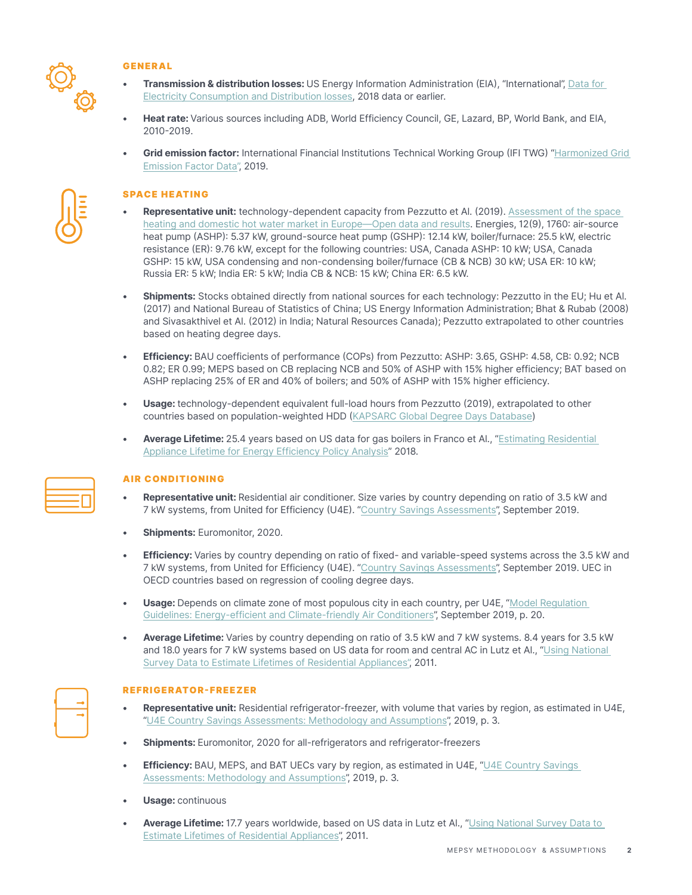## GENERAL

- **Transmission & distribution losses:** US Energy Information Administration (EIA), "International", Data for Electricity Consumption and Distribution losses, 2018 data or earlier.
- **Heat rate:** Various sources including ADB, World Efficiency Council, GE, Lazard, BP, World Bank, and EIA, 2010-2019.
- **Grid emission factor:** International Financial Institutions Technical Working Group (IFI TWG) "Harmonized Grid Emission Factor Data", 2019.

## SPACE HEATING

- **Representative unit:** technology-dependent capacity from Pezzutto et Al. (2019). Assessment of the space heating and domestic hot water market in Europe—Open data and results. Energies, 12(9), 1760: air-source heat pump (ASHP): 5.37 kW, ground-source heat pump (GSHP): 12.14 kW, boiler/furnace: 25.5 kW, electric resistance (ER): 9.76 kW, except for the following countries: USA, Canada ASHP: 10 kW; USA, Canada GSHP: 15 kW, USA condensing and non-condensing boiler/furnace (CB & NCB) 30 kW; USA ER: 10 kW; Russia ER: 5 kW; India ER: 5 kW; India CB & NCB: 15 kW; China ER: 6.5 kW.
- **Shipments:** Stocks obtained directly from national sources for each technology: Pezzutto in the EU; Hu et Al. (2017) and National Bureau of Statistics of China; US Energy Information Administration; Bhat & Rubab (2008) and Sivasakthivel et Al. (2012) in India; Natural Resources Canada); Pezzutto extrapolated to other countries based on heating degree days.
- **Efficiency:** BAU coefficients of performance (COPs) from Pezzutto: ASHP: 3.65, GSHP: 4.58, CB: 0.92; NCB 0.82; ER 0.99; MEPS based on CB replacing NCB and 50% of ASHP with 15% higher efficiency; BAT based on ASHP replacing 25% of ER and 40% of boilers; and 50% of ASHP with 15% higher efficiency.
- **Usage:** technology-dependent equivalent full-load hours from Pezzutto (2019), extrapolated to other countries based on population-weighted HDD (KAPSARC Global Degree Days Database)
- **Average Lifetime:** 25.4 years based on US data for gas boilers in Franco et Al., "Estimating Residential Appliance Lifetime for Energy Efficiency Policy Analysis" 2018.

## AIR CONDITIONING

- **Representative unit:** Residential air conditioner. Size varies by country depending on ratio of 3.5 kW and 7 kW systems, from United for Efficiency (U4E). "Country Savings Assessments", September 2019.
- **Shipments:** Euromonitor, 2020.
- **Efficiency:** Varies by country depending on ratio of fixed- and variable-speed systems across the 3.5 kW and 7 kW systems, from United for Efficiency (U4E). "Country Savings Assessments", September 2019. UEC in OECD countries based on regression of cooling degree days.
- **Usage:** Depends on climate zone of most populous city in each country, per U4E, "Model Regulation Guidelines: Energy-efficient and Climate-friendly Air Conditioners", September 2019, p. 20.
- **Average Lifetime:** Varies by country depending on ratio of 3.5 kW and 7 kW systems. 8.4 years for 3.5 kW and 18.0 years for 7 kW systems based on US data for room and central AC in Lutz et Al., "Using National Survey Data to Estimate Lifetimes of Residential Appliances", 2011.

## REFRIGERATOR-FREEZER

- **Representative unit:** Residential refrigerator-freezer, with volume that varies by region, as estimated in U4E, "U4E Country Savings Assessments: Methodology and Assumptions", 2019, p. 3.
- **Shipments:** Euromonitor, 2020 for all-refrigerators and refrigerator-freezers
- **Efficiency:** BAU, MEPS, and BAT UECs vary by region, as estimated in U4E, "U4E Country Savings Assessments: Methodology and Assumptions", 2019, p. 3.
- **Usage:** continuous
- **Average Lifetime:** 17.7 years worldwide, based on US data in Lutz et Al., "Using National Survey Data to Estimate Lifetimes of Residential Appliances", 2011.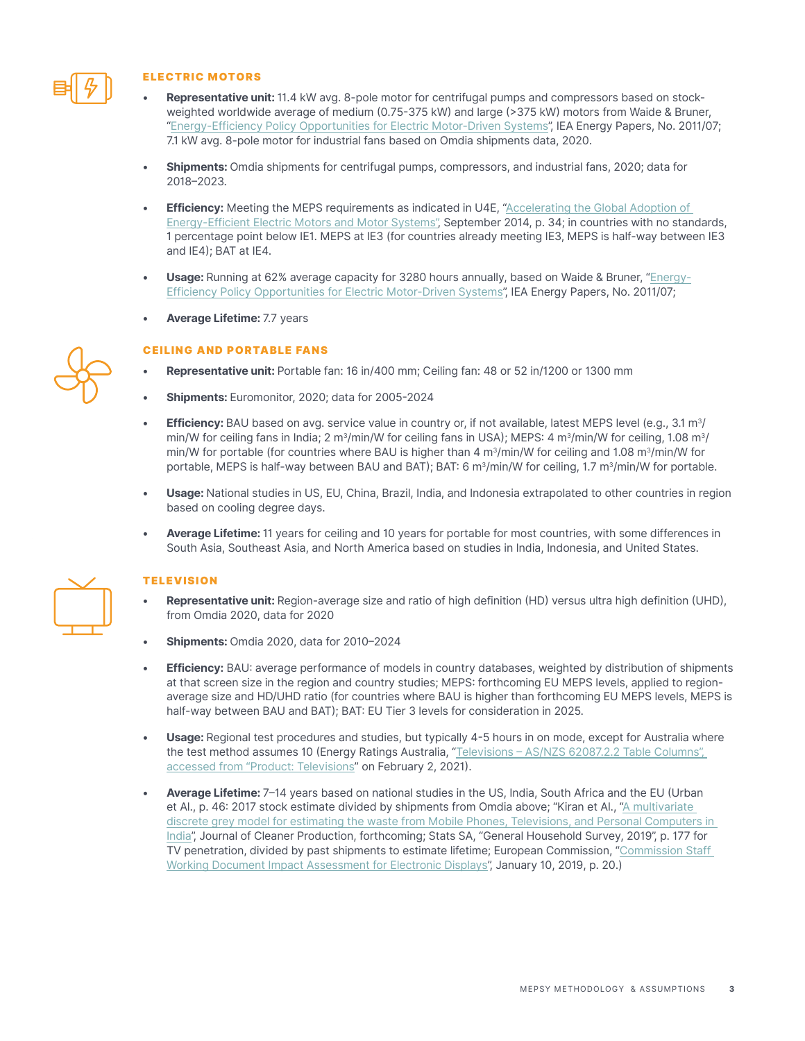## ELECTRIC MOTORS

- **Representative unit:** 11.4 kW avg. 8-pole motor for centrifugal pumps and compressors based on stock-weighted worldwide average of medium (0.75-375 kW) and large (>375 kW) motors from Waide & Bruner, "Energy-Efficiency Policy Opportunities for Electric Motor-Driven Systems", IEA Energy Papers, No. 2011/07; 7.1 kW avg. 8-pole motor for industrial fans based on Omdia shipments data, 2020.
- **Shipments:** Omdia shipments for centrifugal pumps, compressors, and industrial fans, 2020; data for 2018–2023.
- **Efficiency:** Meeting the MEPS requirements as indicated in U4E, "Accelerating the Global Adoption of Energy-Efficient Electric Motors and Motor Systems", September 2014, p. 34; in countries with no standards, 1 percentage point below IE1. MEPS at IE3 (for countries already meeting IE3, MEPS is half-way between IE3 and IE4); BAT at IE4.
- **Usage:** Running at 62% average capacity for 3280 hours annually, based on Waide & Bruner, "Energy-Efficiency Policy Opportunities for Electric Motor-Driven Systems", IEA Energy Papers, No. 2011/07;
- **Average Lifetime:** 7.7 years

## CEILING AND PORTABLE FANS

- **Representative unit:** Portable fan: 16 in/400 mm; Ceiling fan: 48 or 52 in/1200 or 1300 mm
- **Shipments:** Euromonitor, 2020; data for 2005-2024
- **Efficiency:** BAU based on avg. service value in country or, if not available, latest MEPS level (e.g., 3.1 $m^3$/min/W for ceiling fans in India; 2 $m^3$/min/W for ceiling fans in USA); MEPS: 4 $m^3$/min/W for ceiling, 1.08 $m^3$/min/W for portable (for countries where BAU is higher than 4 $m^3$/min/W for ceiling and 1.08 $m^3$/min/W for portable, MEPS is half-way between BAU and BAT); BAT: 6 $m^3$/min/W for ceiling, 1.7 $m^3$/min/W for portable.
- **Usage:** National studies in US, EU, China, Brazil, India, and Indonesia extrapolated to other countries in region based on cooling degree days.
- **Average Lifetime:** 11 years for ceiling and 10 years for portable for most countries, with some differences in South Asia, Southeast Asia, and North America based on studies in India, Indonesia, and United States.

## TELEVISION

- **Representative unit:** Region-average size and ratio of high definition (HD) versus ultra high definition (UHD), from Omdia 2020, data for 2020
- **Shipments:** Omdia 2020, data for 2010–2024
- **Efficiency:** BAU: average performance of models in country databases, weighted by distribution of shipments at that screen size in the region and country studies; MEPS: forthcoming EU MEPS levels, applied to region-average size and HD/UHD ratio (for countries where BAU is higher than forthcoming EU MEPS levels, MEPS is half-way between BAU and BAT); BAT: EU Tier 3 levels for consideration in 2025.
- **Usage:** Regional test procedures and studies, but typically 4-5 hours in on mode, except for Australia where the test method assumes 10 (Energy Ratings Australia, "Televisions – AS/NZS 62087.2.2 Table Columns", accessed from "Product: Televisions" on February 2, 2021).
- **Average Lifetime:** 7–14 years based on national studies in the US, India, South Africa and the EU (Urban et Al., p. 46: 2017 stock estimate divided by shipments from Omdia above; "Kiran et Al., "A multivariate discrete grey model for estimating the waste from Mobile Phones, Televisions, and Personal Computers in India", Journal of Cleaner Production, forthcoming; Stats SA, "General Household Survey, 2019", p. 177 for TV penetration, divided by past shipments to estimate lifetime; European Commission, "Commission Staff Working Document Impact Assessment for Electronic Displays", January 10, 2019, p. 20.)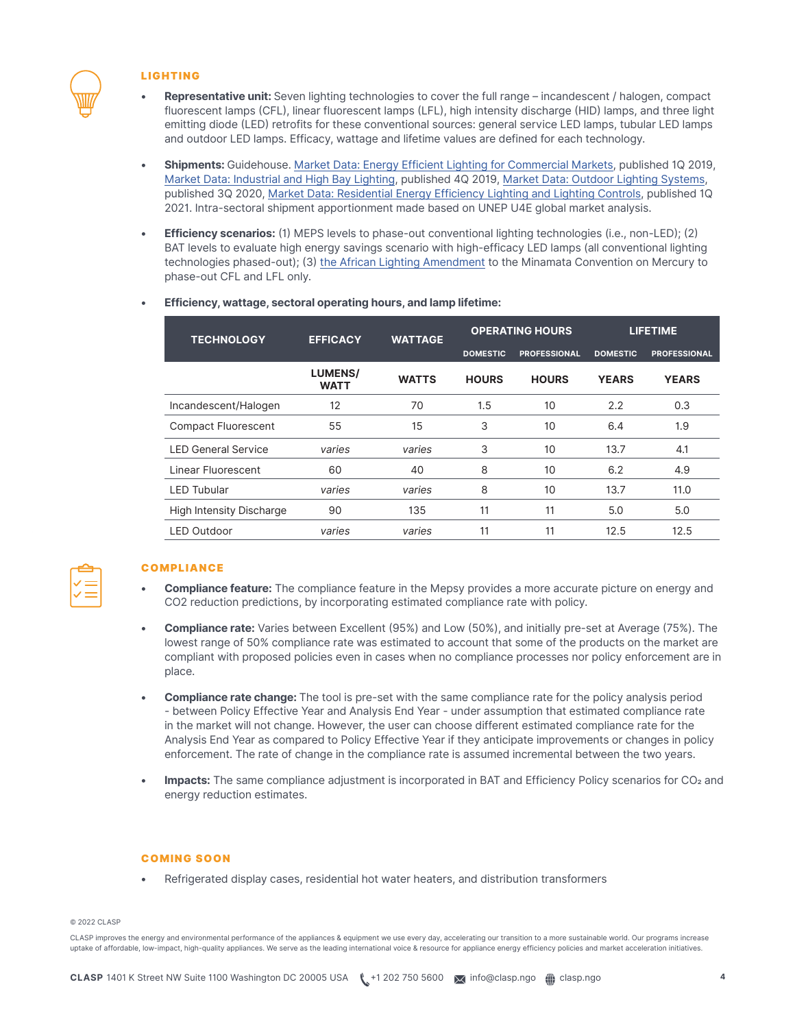## LIGHTING

- **Representative unit:** Seven lighting technologies to cover the full range – incandescent / halogen, compact fluorescent lamps (CFL), linear fluorescent lamps (LFL), high intensity discharge (HID) lamps, and three light emitting diode (LED) retrofits for these conventional sources: general service LED lamps, tubular LED lamps and outdoor LED lamps. Efficacy, wattage and lifetime values are defined for each technology.
- **Shipments:** Guidehouse. Market Data: Energy Efficient Lighting for Commercial Markets, published 1Q 2019, Market Data: Industrial and High Bay Lighting, published 4Q 2019, Market Data: Outdoor Lighting Systems, published 3Q 2020, Market Data: Residential Energy Efficiency Lighting and Lighting Controls, published 1Q 2021. Intra-sectoral shipment apportionment made based on UNEP U4E global market analysis.
- **Efficiency scenarios:** (1) MEPS levels to phase-out conventional lighting technologies (i.e., non-LED); (2) BAT levels to evaluate high energy savings scenario with high-efficacy LED lamps (all conventional lighting technologies phased-out); (3) the African Lighting Amendment to the Minamata Convention on Mercury to phase-out CFL and LFL only.
- **Efficiency, wattage, sectoral operating hours, and lamp lifetime:**

| TECHNOLOGY | EFFICACY | WATTAGE | OPERATING HOURS | | LIFETIME | |
|---|---|---|---|---|---|---|
| | | | DOMESTIC | PROFESSIONAL | DOMESTIC | PROFESSIONAL |
| | LUMENS/ WATT | WATTS | HOURS | HOURS | YEARS | YEARS |
| Incandescent/Halogen | 12 | 70 | 1.5 | 10 | 2.2 | 0.3 |
| Compact Fluorescent | 55 | 15 | 3 | 10 | 6.4 | 1.9 |
| LED General Service | *varies* | *varies* | 3 | 10 | 13.7 | 4.1 |
| Linear Fluorescent | 60 | 40 | 8 | 10 | 6.2 | 4.9 |
| LED Tubular | *varies* | *varies* | 8 | 10 | 13.7 | 11.0 |
| High Intensity Discharge | 90 | 135 | 11 | 11 | 5.0 | 5.0 |
| LED Outdoor | *varies* | *varies* | 11 | 11 | 12.5 | 12.5 |

## COMPLIANCE

- **Compliance feature:** The compliance feature in the Mepsy provides a more accurate picture on energy and CO2 reduction predictions, by incorporating estimated compliance rate with policy.
- **Compliance rate:** Varies between Excellent (95%) and Low (50%), and initially pre-set at Average (75%). The lowest range of 50% compliance rate was estimated to account that some of the products on the market are compliant with proposed policies even in cases when no compliance processes nor policy enforcement are in place.
- **Compliance rate change:** The tool is pre-set with the same compliance rate for the policy analysis period - between Policy Effective Year and Analysis End Year - under assumption that estimated compliance rate in the market will not change. However, the user can choose different estimated compliance rate for the Analysis End Year as compared to Policy Effective Year if they anticipate improvements or changes in policy enforcement. The rate of change in the compliance rate is assumed incremental between the two years.
- **Impacts:** The same compliance adjustment is incorporated in BAT and Efficiency Policy scenarios for $CO_2$ and energy reduction estimates.

## COMING SOON

- Refrigerated display cases, residential hot water heaters, and distribution transformers

© 2022 CLASP

CLASP improves the energy and environmental performance of the appliances & equipment we use every day, accelerating our transition to a more sustainable world. Our programs increase uptake of affordable, low-impact, high-quality appliances. We serve as the leading international voice & resource for appliance energy efficiency policies and market acceleration initiatives.

**CLASP** 1401 K Street NW Suite 1100 Washington DC 20005 USA +1 202 750 5600 info@clasp.ngo clasp.ngo